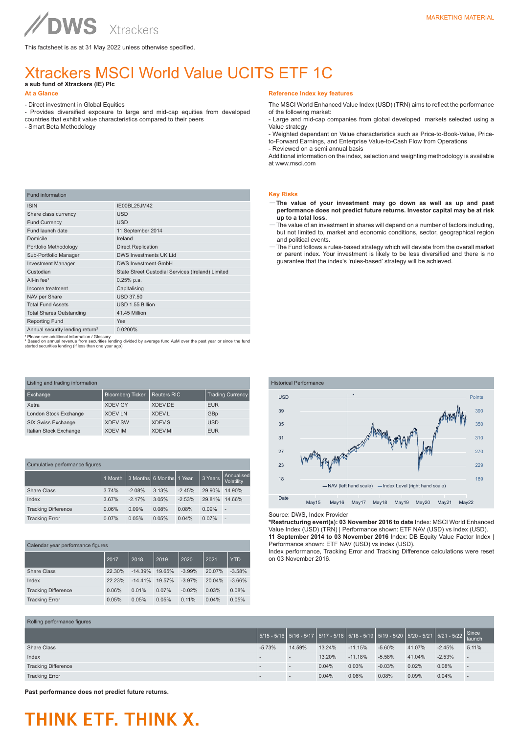MARKETING MATERIAL

This factsheet is as at 31 May 2022 unless otherwise specified.

# Xtrackers MSCI World Value UCITS ETF 1C

**a sub fund of Xtrackers (IE) Plc**

## At a Glance

- Direct investment in Global Equities
- Provides diversified exposure to large and mid-cap equities from developed countries that exhibit value characteristics compared to their peers
- Smart Beta Methodology

## Reference Index key features

The MSCI World Enhanced Value Index (USD) (TRN) aims to reflect the performance of the following market:

- Large and mid-cap companies from global developed markets selected using a Value strategy
- Weighted dependant on Value characteristics such as Price-to-Book-Value, Price-to-Forward Earnings, and Enterprise Value-to-Cash Flow from Operations
- Reviewed on a semi annual basis

Additional information on the index, selection and weighting methodology is available at www.msci.com

| Fund information | |
|---|---|
| ISIN | IE00BL25JM42 |
| Share class currency | USD |
| Fund Currency | USD |
| Fund launch date | 11 September 2014 |
| Domicile | Ireland |
| Portfolio Methodology | Direct Replication |
| Sub-Portfolio Manager | DWS Investments UK Ltd |
| Investment Manager | DWS Investments GmbH |
| Custodian | State Street Custodial Services (Ireland) Limited |
| All-in fee[1] | 0.25% p.a. |
| Income treatment | Capitalising |
| NAV per Share | USD 37.50 |
| Total Fund Assets | USD 1.55 Billion |
| Total Shares Outstanding | 41.45 Million |
| Reporting Fund | Yes |
| Annual security lending return[2] | 0.0200% |

[1] Please see additional information / Glossary.
[2] Based on annual revenue from securities lending divided by average fund AuM over the past year or since the fund started securities lending (if less than one year ago)

## Key Risks

- **The value of your investment may go down as well as up and past performance does not predict future returns. Investor capital may be at risk up to a total loss.**
- The value of an investment in shares will depend on a number of factors including, but not limited to, market and economic conditions, sector, geographical region and political events.
- The Fund follows a rules-based strategy which will deviate from the overall market or parent index. Your investment is likely to be less diversified and there is no guarantee that the index's 'rules-based' strategy will be achieved.

| Exchange | Bloomberg Ticker | Reuters RIC | Trading Currency |
|---|---|---|---|
| Xetra | XDEV GY | XDEV.DE | EUR |
| London Stock Exchange | XDEV LN | XDEV.L | GBp |
| SIX Swiss Exchange | XDEV SW | XDEV.S | USD |
| Italian Stock Exchange | XDEV IM | XDEV.MI | EUR |

Cumulative performance figures

| | 1 Month | 3 Months | 6 Months | 1 Year | 3 Years | Annualised Volatility |
|---|---|---|---|---|---|---|
| Share Class | 3.74% | -2.08% | 3.13% | -2.45% | 29.90% | 14.90% |
| Index | 3.67% | -2.17% | 3.05% | -2.53% | 29.81% | 14.66% |
| Tracking Difference | 0.06% | 0.09% | 0.08% | 0.08% | 0.09% | - |
| Tracking Error | 0.07% | 0.05% | 0.05% | 0.04% | 0.07% | - |

Calendar year performance figures

| | 2017 | 2018 | 2019 | 2020 | 2021 | YTD |
|---|---|---|---|---|---|---|
| Share Class | 22.30% | -14.39% | 19.65% | -3.99% | 20.07% | -3.58% |
| Index | 22.23% | -14.41% | 19.57% | -3.97% | 20.04% | -3.66% |
| Tracking Difference | 0.06% | 0.01% | 0.07% | -0.02% | 0.03% | 0.08% |
| Tracking Error | 0.05% | 0.05% | 0.05% | 0.11% | 0.04% | 0.05% |

Historical Performance

Source: DWS, Index Provider

**\*Restructuring event(s): 03 November 2016 to date** Index: MSCI World Enhanced Value Index (USD) (TRN) | Performance shown: ETF NAV (USD) vs index (USD).
**11 September 2014 to 03 November 2016** Index: DB Equity Value Factor Index | Performance shown: ETF NAV (USD) vs index (USD).
Index performance, Tracking Error and Tracking Difference calculations were reset on 03 November 2016.

Rolling performance figures

| | 5/15 - 5/16 | 5/16 - 5/17 | 5/17 - 5/18 | 5/18 - 5/19 | 5/19 - 5/20 | 5/20 - 5/21 | 5/21 - 5/22 | Since launch |
|---|---|---|---|---|---|---|---|---|
| Share Class | -5.73% | 14.59% | 13.24% | -11.15% | -5.60% | 41.07% | -2.45% | 5.11% |
| Index | - | - | 13.20% | -11.18% | -5.58% | 41.04% | -2.53% | - |
| Tracking Difference | - | - | 0.04% | 0.03% | -0.03% | 0.02% | 0.08% | - |
| Tracking Error | - | - | 0.04% | 0.06% | 0.08% | 0.09% | 0.04% | - |

**Past performance does not predict future returns.**

THINK ETF. THINK X.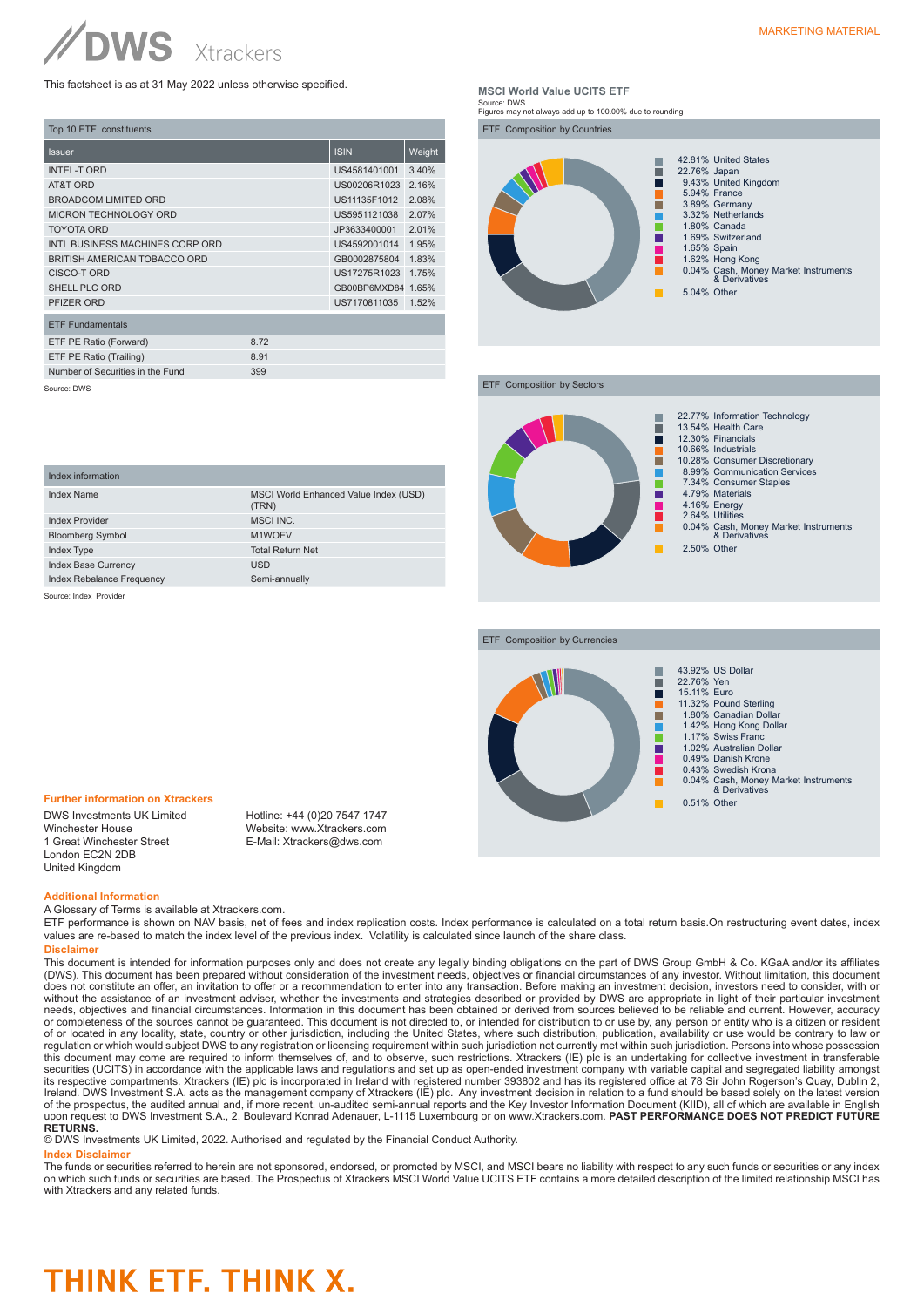This factsheet is as at 31 May 2022 unless otherwise specified.

MARKETING MATERIAL

## MSCI World Value UCITS ETF

Source: DWS
Figures may not always add up to 100.00% due to rounding

| Top 10 ETF constituents | | |
|---|---|---|
| Issuer | ISIN | Weight |
| INTEL-T ORD | US4581401001 | 3.40% |
| AT&T ORD | US00206R1023 | 2.16% |
| BROADCOM LIMITED ORD | US11135F1012 | 2.08% |
| MICRON TECHNOLOGY ORD | US5951121038 | 2.07% |
| TOYOTA ORD | JP3633400001 | 2.01% |
| INTL BUSINESS MACHINES CORP ORD | US4592001014 | 1.95% |
| BRITISH AMERICAN TOBACCO ORD | GB0002875804 | 1.83% |
| CISCO-T ORD | US17275R1023 | 1.75% |
| SHELL PLC ORD | GB00BP6MXD84 | 1.65% |
| PFIZER ORD | US7170811035 | 1.52% |

| ETF Fundamentals | |
|---|---|
| ETF PE Ratio (Forward) | 8.72 |
| ETF PE Ratio (Trailing) | 8.91 |
| Number of Securities in the Fund | 399 |

Source: DWS

### ETF Composition by Countries

42.81% United States
22.76% Japan
9.43% United Kingdom
5.94% France
3.89% Germany
3.32% Netherlands
1.80% Canada
1.69% Switzerland
1.65% Spain
1.62% Hong Kong
0.04% Cash, Money Market Instruments & Derivatives
5.04% Other

### ETF Composition by Sectors

22.77% Information Technology
13.54% Health Care
12.30% Financials
10.66% Industrials
10.28% Consumer Discretionary
8.99% Communication Services
7.34% Consumer Staples
4.79% Materials
4.16% Energy
2.64% Utilities
0.04% Cash, Money Market Instruments & Derivatives
2.50% Other

| Index information | |
|---|---|
| Index Name | MSCI World Enhanced Value Index (USD) (TRN) |
| Index Provider | MSCI INC. |
| Bloomberg Symbol | M1WOEV |
| Index Type | Total Return Net |
| Index Base Currency | USD |
| Index Rebalance Frequency | Semi-annually |

Source: Index Provider

### ETF Composition by Currencies

43.92% US Dollar
22.76% Yen
15.11% Euro
11.32% Pound Sterling
1.80% Canadian Dollar
1.42% Hong Kong Dollar
1.17% Swiss Franc
1.02% Australian Dollar
0.49% Danish Krone
0.43% Swedish Krona
0.04% Cash, Money Market Instruments & Derivatives
0.51% Other

### Further information on Xtrackers

DWS Investments UK Limited
Winchester House
1 Great Winchester Street
London EC2N 2DB
United Kingdom

Hotline: +44 (0)20 7547 1747
Website: www.Xtrackers.com
E-Mail: Xtrackers@dws.com

### Additional Information

A Glossary of Terms is available at Xtrackers.com.

ETF performance is shown on NAV basis, net of fees and index replication costs. Index performance is calculated on a total return basis.On restructuring event dates, index values are re-based to match the index level of the previous index. Volatility is calculated since launch of the share class.

### Disclaimer

This document is intended for information purposes only and does not create any legally binding obligations on the part of DWS Group GmbH & Co. KGaA and/or its affiliates (DWS). This document has been prepared without consideration of the investment needs, objectives or financial circumstances of any investor. Without limitation, this document does not constitute an offer, an invitation to offer or a recommendation to enter into any transaction. Before making an investment decision, investors need to consider, with or without the assistance of an investment adviser, whether the investments and strategies described or provided by DWS are appropriate in light of their particular investment needs, objectives and financial circumstances. Information in this document has been obtained or derived from sources believed to be reliable and current. However, accuracy or completeness of the sources cannot be guaranteed. This document is not directed to, or intended for distribution to or use by, any person or entity who is a citizen or resident of or located in any locality, state, country or other jurisdiction, including the United States, where such distribution, publication, availability or use would be contrary to law or regulation or which would subject DWS to any registration or licensing requirement within such jurisdiction not currently met within such jurisdiction. Persons into whose possession this document may come are required to inform themselves of, and to observe, such restrictions. Xtrackers (IE) plc is an undertaking for collective investment in transferable securities (UCITS) in accordance with the applicable laws and regulations and set up as open-ended investment company with variable capital and segregated liability amongst its respective compartments. Xtrackers (IE) plc is incorporated in Ireland with registered number 393802 and has its registered office at 78 Sir John Rogerson's Quay, Dublin 2, Ireland. DWS Investment S.A. acts as the management company of Xtrackers (IE) plc. Any investment decision in relation to a fund should be based solely on the latest version of the prospectus, the audited annual and, if more recent, un-audited semi-annual reports and the Key Investor Information Document (KIID), all of which are available in English upon request to DWS Investment S.A., 2, Boulevard Konrad Adenauer, L-1115 Luxembourg or on www.Xtrackers.com. **PAST PERFORMANCE DOES NOT PREDICT FUTURE RETURNS.**

© DWS Investments UK Limited, 2022. Authorised and regulated by the Financial Conduct Authority.

### Index Disclaimer

The funds or securities referred to herein are not sponsored, endorsed, or promoted by MSCI, and MSCI bears no liability with respect to any such funds or securities or any index on which such funds or securities are based. The Prospectus of Xtrackers MSCI World Value UCITS ETF contains a more detailed description of the limited relationship MSCI has with Xtrackers and any related funds.

THINK ETF. THINK X.